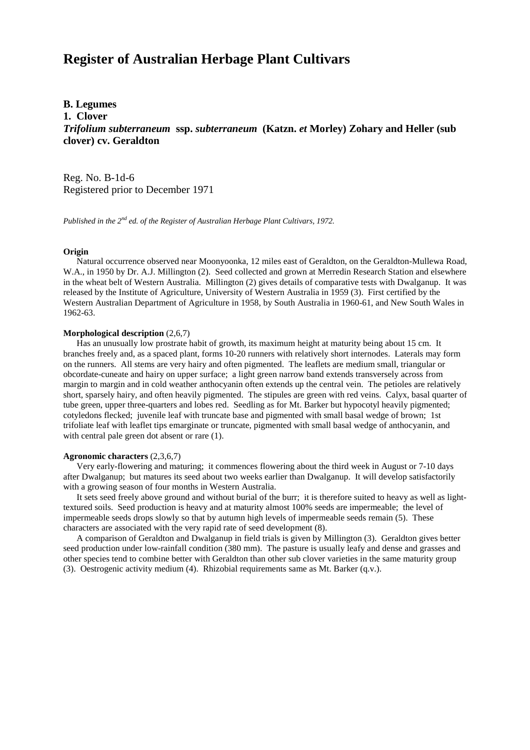# Register of Australian Herbage Plant Cultivars

**B. Legumes**
**1. Clover**
***Trifolium subterraneum* ssp. *subterraneum* (Katzn. *et* Morley) Zohary and Heller (sub clover) cv. Geraldton**

Reg. No. B-1d-6
Registered prior to December 1971

*Published in the 2nd ed. of the Register of Australian Herbage Plant Cultivars, 1972.*

**Origin**

Natural occurrence observed near Moonyoonka, 12 miles east of Geraldton, on the Geraldton-Mullewa Road, W.A., in 1950 by Dr. A.J. Millington (2). Seed collected and grown at Merredin Research Station and elsewhere in the wheat belt of Western Australia. Millington (2) gives details of comparative tests with Dwalganup. It was released by the Institute of Agriculture, University of Western Australia in 1959 (3). First certified by the Western Australian Department of Agriculture in 1958, by South Australia in 1960-61, and New South Wales in 1962-63.

**Morphological description** (2,6,7)

Has an unusually low prostrate habit of growth, its maximum height at maturity being about 15 cm. It branches freely and, as a spaced plant, forms 10-20 runners with relatively short internodes. Laterals may form on the runners. All stems are very hairy and often pigmented. The leaflets are medium small, triangular or obcordate-cuneate and hairy on upper surface; a light green narrow band extends transversely across from margin to margin and in cold weather anthocyanin often extends up the central vein. The petioles are relatively short, sparsely hairy, and often heavily pigmented. The stipules are green with red veins. Calyx, basal quarter of tube green, upper three-quarters and lobes red. Seedling as for Mt. Barker but hypocotyl heavily pigmented; cotyledons flecked; juvenile leaf with truncate base and pigmented with small basal wedge of brown; 1st trifoliate leaf with leaflet tips emarginate or truncate, pigmented with small basal wedge of anthocyanin, and with central pale green dot absent or rare (1).

**Agronomic characters** (2,3,6,7)

Very early-flowering and maturing; it commences flowering about the third week in August or 7-10 days after Dwalganup; but matures its seed about two weeks earlier than Dwalganup. It will develop satisfactorily with a growing season of four months in Western Australia.

It sets seed freely above ground and without burial of the burr; it is therefore suited to heavy as well as light-textured soils. Seed production is heavy and at maturity almost 100% seeds are impermeable; the level of impermeable seeds drops slowly so that by autumn high levels of impermeable seeds remain (5). These characters are associated with the very rapid rate of seed development (8).

A comparison of Geraldton and Dwalganup in field trials is given by Millington (3). Geraldton gives better seed production under low-rainfall condition (380 mm). The pasture is usually leafy and dense and grasses and other species tend to combine better with Geraldton than other sub clover varieties in the same maturity group (3). Oestrogenic activity medium (4). Rhizobial requirements same as Mt. Barker (q.v.).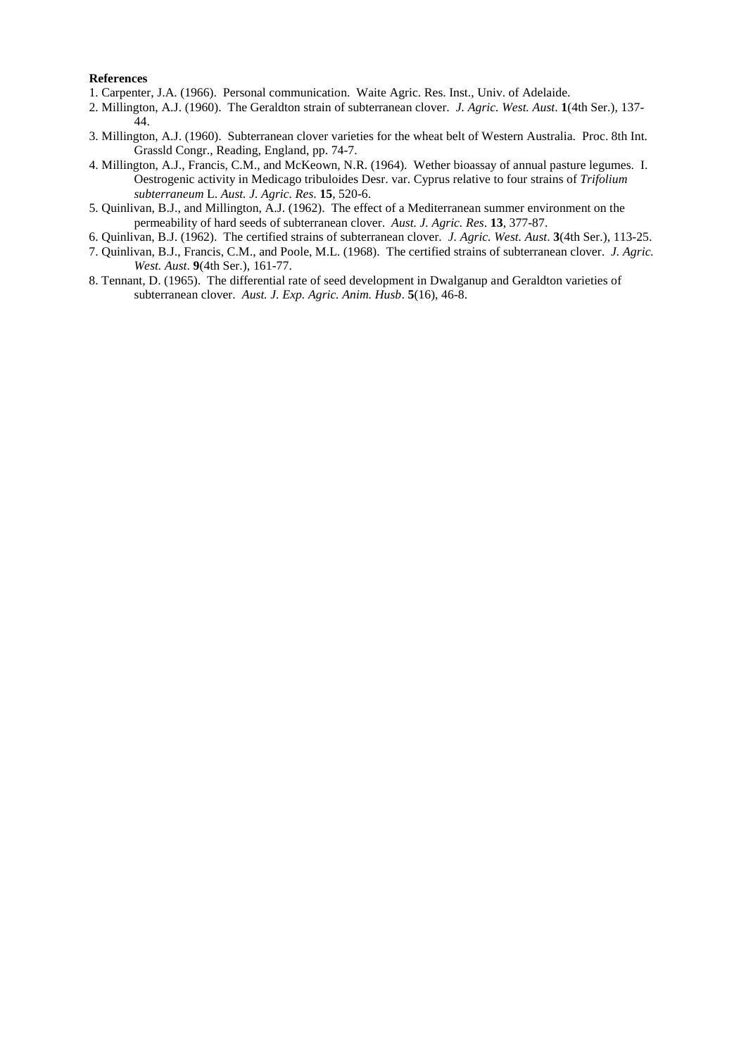**References**

1. Carpenter, J.A. (1966). Personal communication. Waite Agric. Res. Inst., Univ. of Adelaide.
2. Millington, A.J. (1960). The Geraldton strain of subterranean clover. *J. Agric. West. Aust*. **1**(4th Ser.), 137-44.
3. Millington, A.J. (1960). Subterranean clover varieties for the wheat belt of Western Australia. Proc. 8th Int. Grassld Congr., Reading, England, pp. 74-7.
4. Millington, A.J., Francis, C.M., and McKeown, N.R. (1964). Wether bioassay of annual pasture legumes. I. Oestrogenic activity in Medicago tribuloides Desr. var. Cyprus relative to four strains of *Trifolium subterraneum* L. *Aust. J. Agric. Res.* **15**, 520-6.
5. Quinlivan, B.J., and Millington, A.J. (1962). The effect of a Mediterranean summer environment on the permeability of hard seeds of subterranean clover. *Aust. J. Agric. Res*. **13**, 377-87.
6. Quinlivan, B.J. (1962). The certified strains of subterranean clover. *J. Agric. West. Aust*. **3**(4th Ser.), 113-25.
7. Quinlivan, B.J., Francis, C.M., and Poole, M.L. (1968). The certified strains of subterranean clover. *J. Agric. West. Aust*. **9**(4th Ser.), 161-77.
8. Tennant, D. (1965). The differential rate of seed development in Dwalganup and Geraldton varieties of subterranean clover. *Aust. J. Exp. Agric. Anim. Husb*. **5**(16), 46-8.